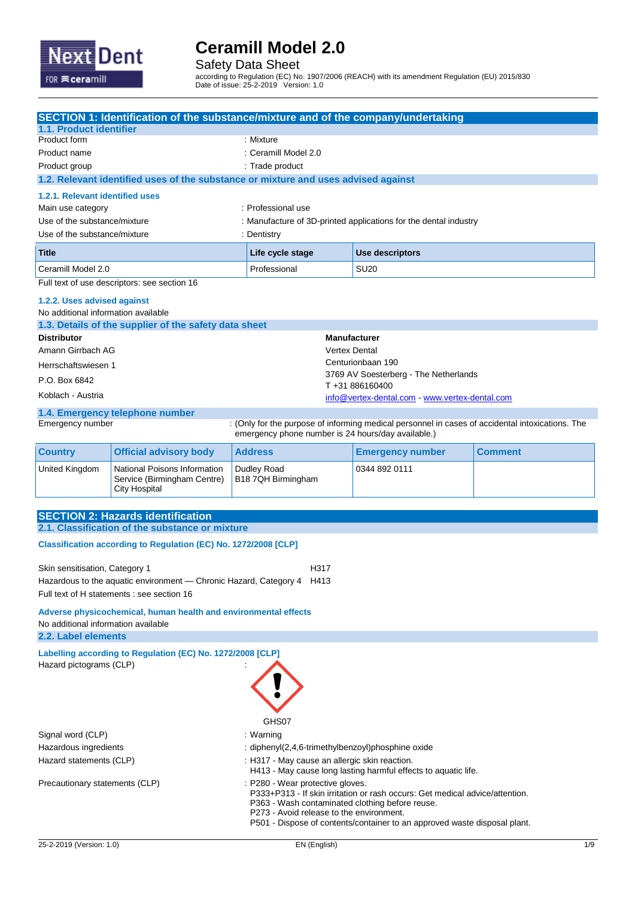# Ceramill Model 2.0

Safety Data Sheet

according to Regulation (EC) No. 1907/2006 (REACH) with its amendment Regulation (EU) 2015/830
Date of issue: 25-2-2019 Version: 1.0

## SECTION 1: Identification of the substance/mixture and of the company/undertaking

### 1.1. Product identifier

| | |
|---|---|
| Product form | : Mixture |
| Product name | : Ceramill Model 2.0 |
| Product group | : Trade product |

### 1.2. Relevant identified uses of the substance or mixture and uses advised against

#### 1.2.1. Relevant identified uses

| | |
|---|---|
| Main use category | : Professional use |
| Use of the substance/mixture | : Manufacture of 3D-printed applications for the dental industry |
| Use of the substance/mixture | : Dentistry |

| Title | Life cycle stage | Use descriptors |
|---|---|---|
| Ceramill Model 2.0 | Professional | SU20 |

Full text of use descriptors: see section 16

#### 1.2.2. Uses advised against

No additional information available

### 1.3. Details of the supplier of the safety data sheet

**Distributor**
Amann Girrbach AG
Herrschaftswiesen 1
P.O. Box 6842
Koblach - Austria

**Manufacturer**
Vertex Dental
Centurionbaan 190
3769 AV Soesterberg - The Netherlands
T +31 886160400
info@vertex-dental.com - www.vertex-dental.com

### 1.4. Emergency telephone number

Emergency number : (Only for the purpose of informing medical personnel in cases of accidental intoxications. The emergency phone number is 24 hours/day available.)

| Country | Official advisory body | Address | Emergency number | Comment |
|---|---|---|---|---|
| United Kingdom | National Poisons Information Service (Birmingham Centre) City Hospital | Dudley Road B18 7QH Birmingham | 0344 892 0111 | |

## SECTION 2: Hazards identification

### 2.1. Classification of the substance or mixture

**Classification according to Regulation (EC) No. 1272/2008 [CLP]**

| | |
|---|---|
| Skin sensitisation, Category 1 | H317 |
| Hazardous to the aquatic environment — Chronic Hazard, Category 4 | H413 |

Full text of H statements : see section 16

**Adverse physicochemical, human health and environmental effects**

No additional information available

### 2.2. Label elements

**Labelling according to Regulation (EC) No. 1272/2008 [CLP]**

Hazard pictograms (CLP) :

GHS07

| | |
|---|---|
| Signal word (CLP) | : Warning |
| Hazardous ingredients | : diphenyl(2,4,6-trimethylbenzoyl)phosphine oxide |
| Hazard statements (CLP) | : H317 - May cause an allergic skin reaction.<br>H413 - May cause long lasting harmful effects to aquatic life. |
| Precautionary statements (CLP) | : P280 - Wear protective gloves.<br>P333+P313 - If skin irritation or rash occurs: Get medical advice/attention.<br>P363 - Wash contaminated clothing before reuse.<br>P273 - Avoid release to the environment.<br>P501 - Dispose of contents/container to an approved waste disposal plant. |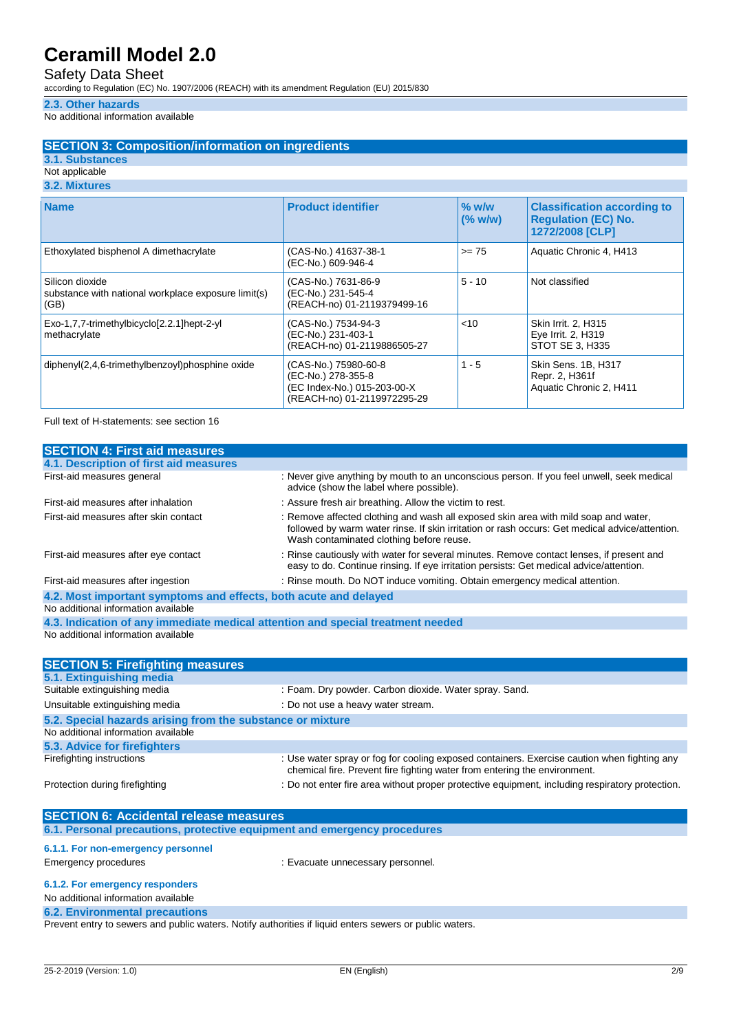#### 2.3. Other hazards

No additional information available

## SECTION 3: Composition/information on ingredients

#### 3.1. Substances

Not applicable

#### 3.2. Mixtures

| Name | Product identifier | % w/w (% w/w) | Classification according to Regulation (EC) No. 1272/2008 [CLP] |
|---|---|---|---|
| Ethoxylated bisphenol A dimethacrylate | (CAS-No.) 41637-38-1<br>(EC-No.) 609-946-4 | >= 75 | Aquatic Chronic 4, H413 |
| Silicon dioxide<br>substance with national workplace exposure limit(s) (GB) | (CAS-No.) 7631-86-9<br>(EC-No.) 231-545-4<br>(REACH-no) 01-2119379499-16 | 5 - 10 | Not classified |
| Exo-1,7,7-trimethylbicyclo[2.2.1]hept-2-yl methacrylate | (CAS-No.) 7534-94-3<br>(EC-No.) 231-403-1<br>(REACH-no) 01-2119886505-27 | <10 | Skin Irrit. 2, H315<br>Eye Irrit. 2, H319<br>STOT SE 3, H335 |
| diphenyl(2,4,6-trimethylbenzoyl)phosphine oxide | (CAS-No.) 75980-60-8<br>(EC-No.) 278-355-8<br>(EC Index-No.) 015-203-00-X<br>(REACH-no) 01-2119972295-29 | 1 - 5 | Skin Sens. 1B, H317<br>Repr. 2, H361f<br>Aquatic Chronic 2, H411 |

Full text of H-statements: see section 16

## SECTION 4: First aid measures

#### 4.1. Description of first aid measures

| | |
|---|---|
| First-aid measures general | : Never give anything by mouth to an unconscious person. If you feel unwell, seek medical advice (show the label where possible). |
| First-aid measures after inhalation | : Assure fresh air breathing. Allow the victim to rest. |
| First-aid measures after skin contact | : Remove affected clothing and wash all exposed skin area with mild soap and water, followed by warm water rinse. If skin irritation or rash occurs: Get medical advice/attention. Wash contaminated clothing before reuse. |
| First-aid measures after eye contact | : Rinse cautiously with water for several minutes. Remove contact lenses, if present and easy to do. Continue rinsing. If eye irritation persists: Get medical advice/attention. |
| First-aid measures after ingestion | : Rinse mouth. Do NOT induce vomiting. Obtain emergency medical attention. |

#### 4.2. Most important symptoms and effects, both acute and delayed

No additional information available

#### 4.3. Indication of any immediate medical attention and special treatment needed

No additional information available

## SECTION 5: Firefighting measures

#### 5.1. Extinguishing media

| | |
|---|---|
| Suitable extinguishing media | : Foam. Dry powder. Carbon dioxide. Water spray. Sand. |
| Unsuitable extinguishing media | : Do not use a heavy water stream. |

#### 5.2. Special hazards arising from the substance or mixture

No additional information available

#### 5.3. Advice for firefighters

| | |
|---|---|
| Firefighting instructions | : Use water spray or fog for cooling exposed containers. Exercise caution when fighting any chemical fire. Prevent fire fighting water from entering the environment. |
| Protection during firefighting | : Do not enter fire area without proper protective equipment, including respiratory protection. |

## SECTION 6: Accidental release measures

#### 6.1. Personal precautions, protective equipment and emergency procedures

##### 6.1.1. For non-emergency personnel

| | |
|---|---|
| Emergency procedures | : Evacuate unnecessary personnel. |

##### 6.1.2. For emergency responders

No additional information available

#### 6.2. Environmental precautions

Prevent entry to sewers and public waters. Notify authorities if liquid enters sewers or public waters.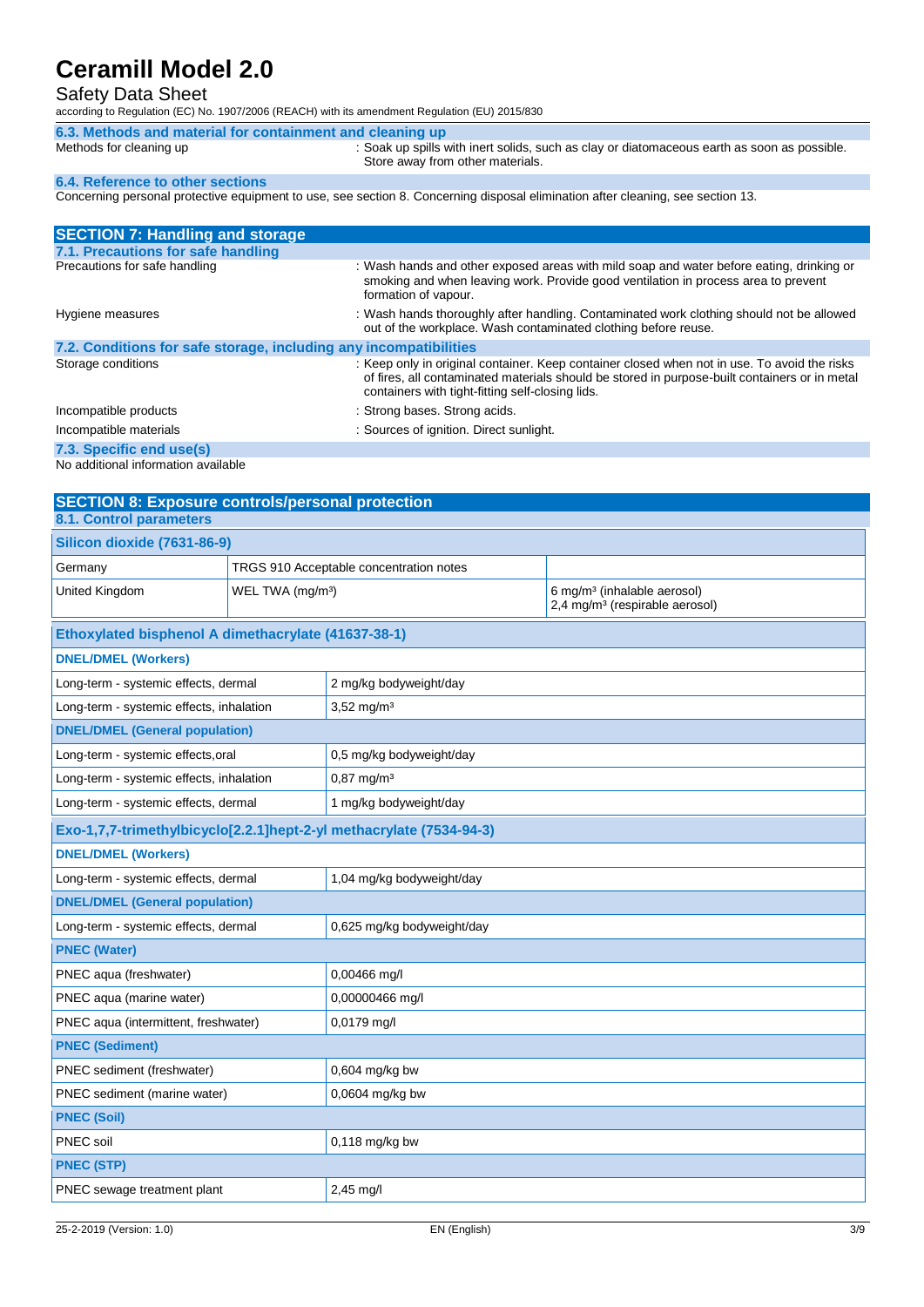### 6.3. Methods and material for containment and cleaning up

Methods for cleaning up : Soak up spills with inert solids, such as clay or diatomaceous earth as soon as possible. Store away from other materials.

### 6.4. Reference to other sections

Concerning personal protective equipment to use, see section 8. Concerning disposal elimination after cleaning, see section 13.

## SECTION 7: Handling and storage

### 7.1. Precautions for safe handling

Precautions for safe handling : Wash hands and other exposed areas with mild soap and water before eating, drinking or smoking and when leaving work. Provide good ventilation in process area to prevent formation of vapour.

Hygiene measures : Wash hands thoroughly after handling. Contaminated work clothing should not be allowed out of the workplace. Wash contaminated clothing before reuse.

### 7.2. Conditions for safe storage, including any incompatibilities

Storage conditions : Keep only in original container. Keep container closed when not in use. To avoid the risks of fires, all contaminated materials should be stored in purpose-built containers or in metal containers with tight-fitting self-closing lids.

Incompatible products : Strong bases. Strong acids.

Incompatible materials : Sources of ignition. Direct sunlight.

### 7.3. Specific end use(s)

No additional information available

## SECTION 8: Exposure controls/personal protection

### 8.1. Control parameters

| Silicon dioxide (7631-86-9) | | |
|---|---|---|
| Germany | TRGS 910 Acceptable concentration notes | |
| United Kingdom | WEL TWA ($mg/m^3$) | 6 $mg/m^3$ (inhalable aerosol)<br>2,4 $mg/m^3$ (respirable aerosol) |

| Ethoxylated bisphenol A dimethacrylate (41637-38-1) | |
|---|---|
| **DNEL/DMEL (Workers)** | |
| Long-term - systemic effects, dermal | 2 mg/kg bodyweight/day |
| Long-term - systemic effects, inhalation | 3,52 $mg/m^3$ |
| **DNEL/DMEL (General population)** | |
| Long-term - systemic effects,oral | 0,5 mg/kg bodyweight/day |
| Long-term - systemic effects, inhalation | 0,87 $mg/m^3$ |
| Long-term - systemic effects, dermal | 1 mg/kg bodyweight/day |

| Exo-1,7,7-trimethylbicyclo[2.2.1]hept-2-yl methacrylate (7534-94-3) | |
|---|---|
| **DNEL/DMEL (Workers)** | |
| Long-term - systemic effects, dermal | 1,04 mg/kg bodyweight/day |
| **DNEL/DMEL (General population)** | |
| Long-term - systemic effects, dermal | 0,625 mg/kg bodyweight/day |
| **PNEC (Water)** | |
| PNEC aqua (freshwater) | 0,00466 mg/l |
| PNEC aqua (marine water) | 0,00000466 mg/l |
| PNEC aqua (intermittent, freshwater) | 0,0179 mg/l |
| **PNEC (Sediment)** | |
| PNEC sediment (freshwater) | 0,604 mg/kg bw |
| PNEC sediment (marine water) | 0,0604 mg/kg bw |
| **PNEC (Soil)** | |
| PNEC soil | 0,118 mg/kg bw |
| **PNEC (STP)** | |
| PNEC sewage treatment plant | 2,45 mg/l |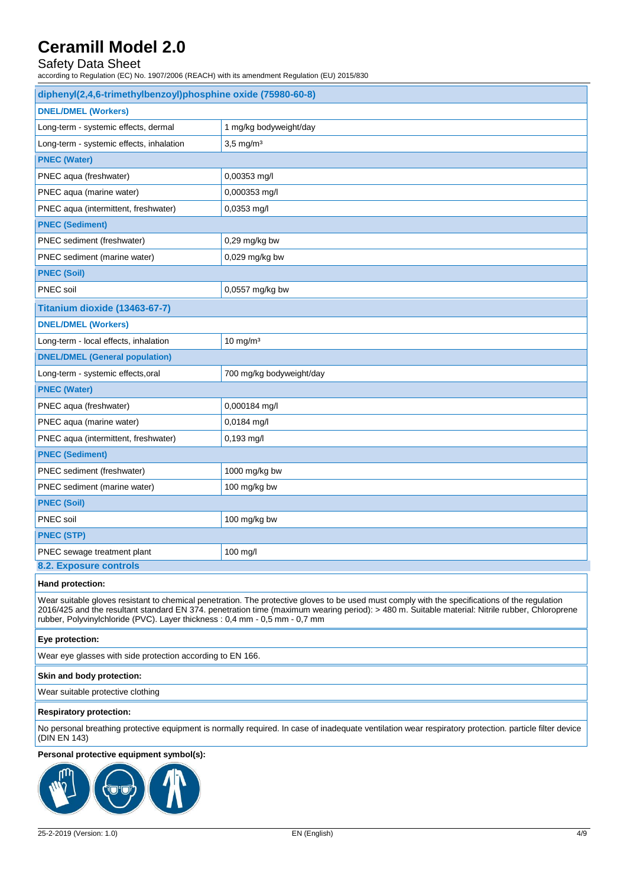| diphenyl(2,4,6-trimethylbenzoyl)phosphine oxide (75980-60-8) | |
|---|---|
| **DNEL/DMEL (Workers)** | |
| Long-term - systemic effects, dermal | 1 mg/kg bodyweight/day |
| Long-term - systemic effects, inhalation | 3,5 mg/m³ |
| **PNEC (Water)** | |
| PNEC aqua (freshwater) | 0,00353 mg/l |
| PNEC aqua (marine water) | 0,000353 mg/l |
| PNEC aqua (intermittent, freshwater) | 0,0353 mg/l |
| **PNEC (Sediment)** | |
| PNEC sediment (freshwater) | 0,29 mg/kg bw |
| PNEC sediment (marine water) | 0,029 mg/kg bw |
| **PNEC (Soil)** | |
| PNEC soil | 0,0557 mg/kg bw |

| Titanium dioxide (13463-67-7) | |
|---|---|
| **DNEL/DMEL (Workers)** | |
| Long-term - local effects, inhalation | 10 mg/m³ |
| **DNEL/DMEL (General population)** | |
| Long-term - systemic effects,oral | 700 mg/kg bodyweight/day |
| **PNEC (Water)** | |
| PNEC aqua (freshwater) | 0,000184 mg/l |
| PNEC aqua (marine water) | 0,0184 mg/l |
| PNEC aqua (intermittent, freshwater) | 0,193 mg/l |
| **PNEC (Sediment)** | |
| PNEC sediment (freshwater) | 1000 mg/kg bw |
| PNEC sediment (marine water) | 100 mg/kg bw |
| **PNEC (Soil)** | |
| PNEC soil | 100 mg/kg bw |
| **PNEC (STP)** | |
| PNEC sewage treatment plant | 100 mg/l |

### 8.2. Exposure controls

**Hand protection:**

Wear suitable gloves resistant to chemical penetration. The protective gloves to be used must comply with the specifications of the regulation 2016/425 and the resultant standard EN 374. penetration time (maximum wearing period): > 480 m. Suitable material: Nitrile rubber, Chloroprene rubber, Polyvinylchloride (PVC). Layer thickness : 0,4 mm - 0,5 mm - 0,7 mm

**Eye protection:**

Wear eye glasses with side protection according to EN 166.

**Skin and body protection:**

Wear suitable protective clothing

**Respiratory protection:**

No personal breathing protective equipment is normally required. In case of inadequate ventilation wear respiratory protection. particle filter device (DIN EN 143)

**Personal protective equipment symbol(s):**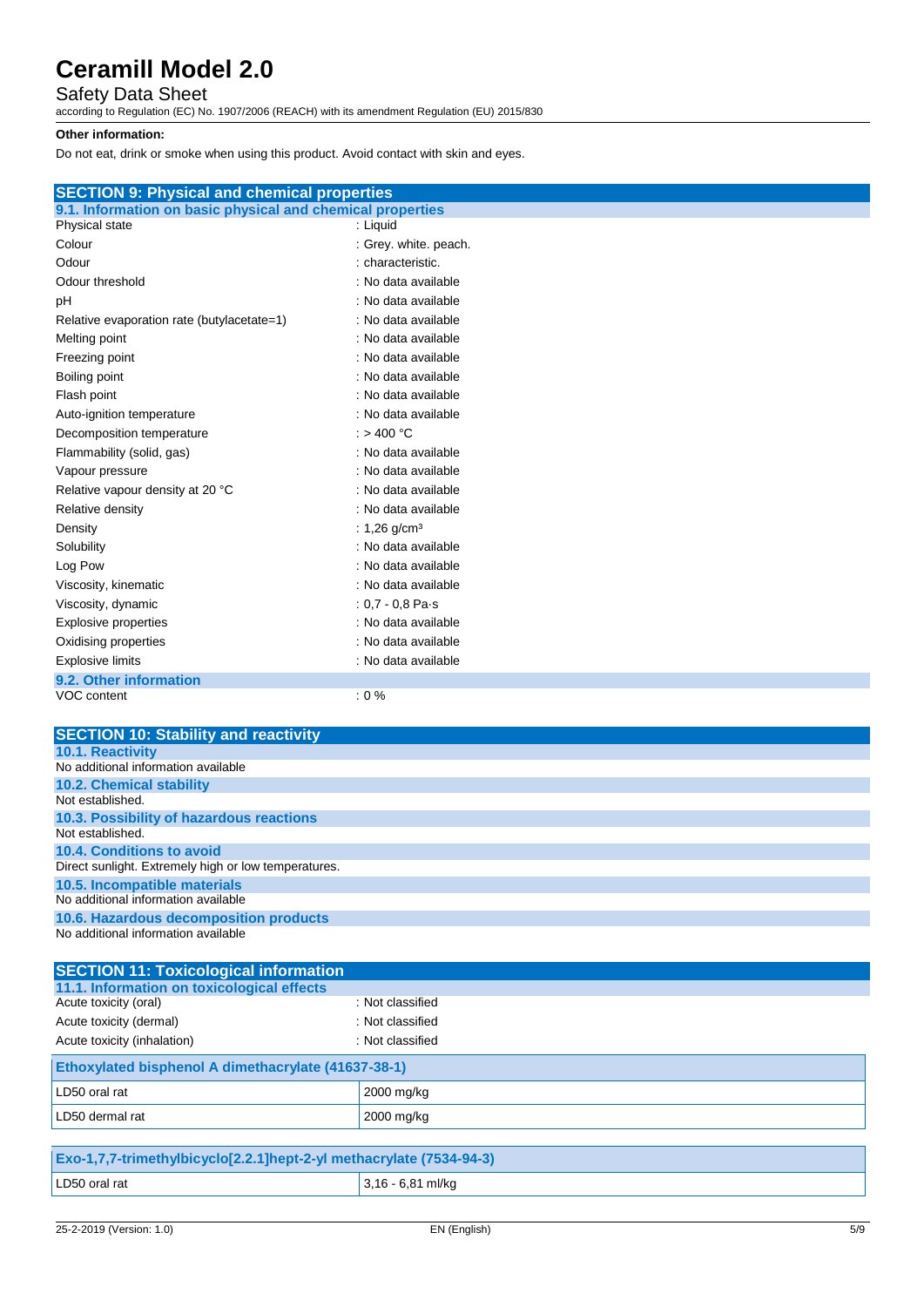**Other information:**

Do not eat, drink or smoke when using this product. Avoid contact with skin and eyes.

## SECTION 9: Physical and chemical properties

### 9.1. Information on basic physical and chemical properties

| | |
|---|---|
| Physical state | : Liquid |
| Colour | : Grey. white. peach. |
| Odour | : characteristic. |
| Odour threshold | : No data available |
| pH | : No data available |
| Relative evaporation rate (butylacetate=1) | : No data available |
| Melting point | : No data available |
| Freezing point | : No data available |
| Boiling point | : No data available |
| Flash point | : No data available |
| Auto-ignition temperature | : No data available |
| Decomposition temperature | : > 400 °C |
| Flammability (solid, gas) | : No data available |
| Vapour pressure | : No data available |
| Relative vapour density at 20 °C | : No data available |
| Relative density | : No data available |
| Density | : 1,26 g/cm³ |
| Solubility | : No data available |
| Log Pow | : No data available |
| Viscosity, kinematic | : No data available |
| Viscosity, dynamic | : 0,7 - 0,8 Pa·s |
| Explosive properties | : No data available |
| Oxidising properties | : No data available |
| Explosive limits | : No data available |

### 9.2. Other information

| | |
|---|---|
| VOC content | : 0 % |

## SECTION 10: Stability and reactivity

### 10.1. Reactivity

No additional information available

### 10.2. Chemical stability

Not established.

### 10.3. Possibility of hazardous reactions

Not established.

### 10.4. Conditions to avoid

Direct sunlight. Extremely high or low temperatures.

### 10.5. Incompatible materials

No additional information available

### 10.6. Hazardous decomposition products

No additional information available

## SECTION 11: Toxicological information

### 11.1. Information on toxicological effects

| | |
|---|---|
| Acute toxicity (oral) | : Not classified |
| Acute toxicity (dermal) | : Not classified |
| Acute toxicity (inhalation) | : Not classified |

| Ethoxylated bisphenol A dimethacrylate (41637-38-1) | |
|---|---|
| LD50 oral rat | 2000 mg/kg |
| LD50 dermal rat | 2000 mg/kg |

| Exo-1,7,7-trimethylbicyclo[2.2.1]hept-2-yl methacrylate (7534-94-3) | |
|---|---|
| LD50 oral rat | 3,16 - 6,81 ml/kg |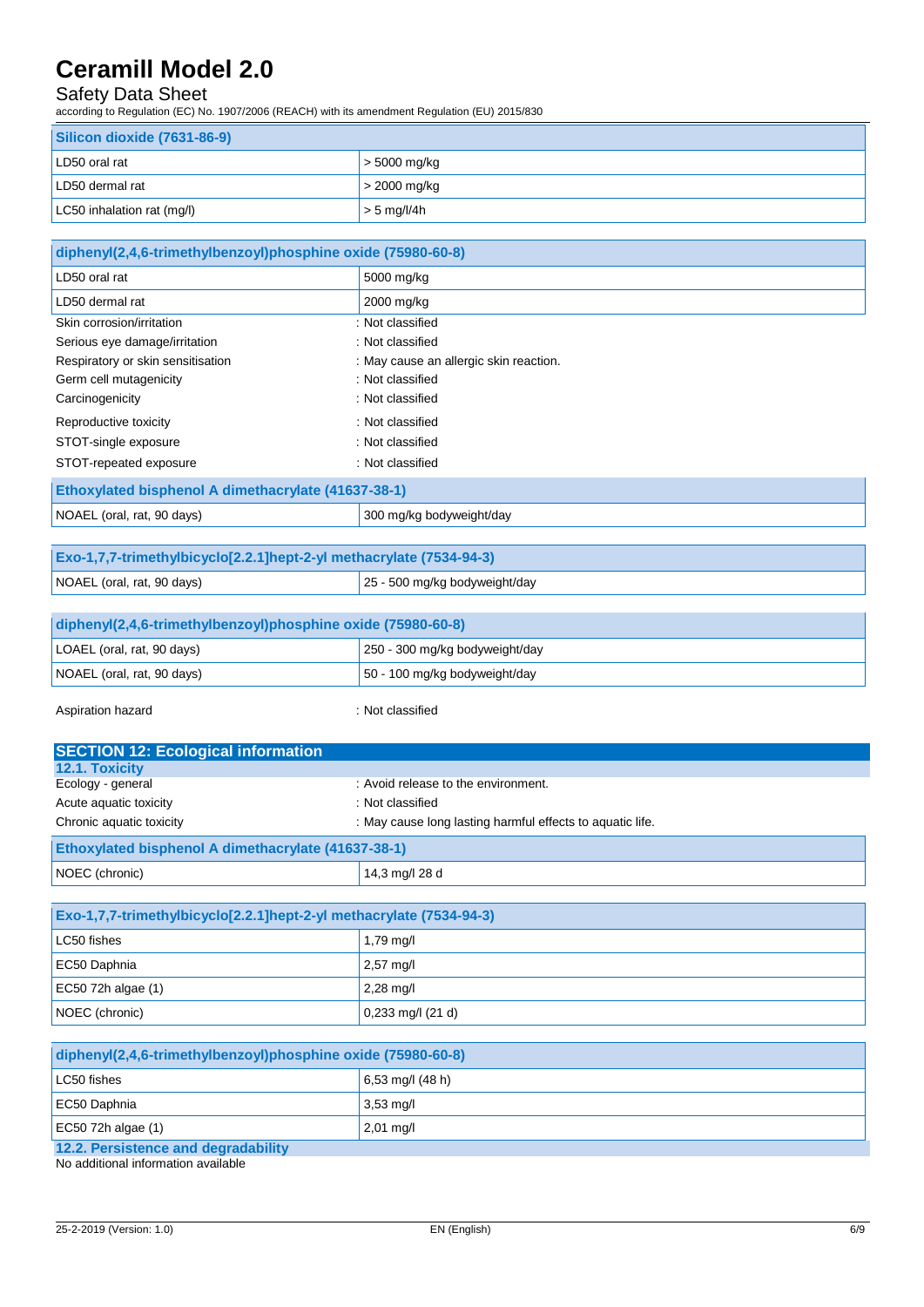| Silicon dioxide (7631-86-9) | |
|---|---|
| LD50 oral rat | > 5000 mg/kg |
| LD50 dermal rat | > 2000 mg/kg |
| LC50 inhalation rat (mg/l) | > 5 mg/l/4h |

| diphenyl(2,4,6-trimethylbenzoyl)phosphine oxide (75980-60-8) | |
|---|---|
| LD50 oral rat | 5000 mg/kg |
| LD50 dermal rat | 2000 mg/kg |

Skin corrosion/irritation : Not classified

Serious eye damage/irritation : Not classified

Respiratory or skin sensitisation : May cause an allergic skin reaction.

Germ cell mutagenicity : Not classified

Carcinogenicity : Not classified

Reproductive toxicity : Not classified

STOT-single exposure : Not classified

STOT-repeated exposure : Not classified

| Ethoxylated bisphenol A dimethacrylate (41637-38-1) | |
|---|---|
| NOAEL (oral, rat, 90 days) | 300 mg/kg bodyweight/day |

| Exo-1,7,7-trimethylbicyclo[2.2.1]hept-2-yl methacrylate (7534-94-3) | |
|---|---|
| NOAEL (oral, rat, 90 days) | 25 - 500 mg/kg bodyweight/day |

| diphenyl(2,4,6-trimethylbenzoyl)phosphine oxide (75980-60-8) | |
|---|---|
| LOAEL (oral, rat, 90 days) | 250 - 300 mg/kg bodyweight/day |
| NOAEL (oral, rat, 90 days) | 50 - 100 mg/kg bodyweight/day |

Aspiration hazard : Not classified

## SECTION 12: Ecological information

### 12.1. Toxicity

Ecology - general : Avoid release to the environment.

Acute aquatic toxicity : Not classified

Chronic aquatic toxicity : May cause long lasting harmful effects to aquatic life.

| Ethoxylated bisphenol A dimethacrylate (41637-38-1) | |
|---|---|
| NOEC (chronic) | 14,3 mg/l 28 d |

| Exo-1,7,7-trimethylbicyclo[2.2.1]hept-2-yl methacrylate (7534-94-3) | |
|---|---|
| LC50 fishes | 1,79 mg/l |
| EC50 Daphnia | 2,57 mg/l |
| EC50 72h algae (1) | 2,28 mg/l |
| NOEC (chronic) | 0,233 mg/l (21 d) |

| diphenyl(2,4,6-trimethylbenzoyl)phosphine oxide (75980-60-8) | |
|---|---|
| LC50 fishes | 6,53 mg/l (48 h) |
| EC50 Daphnia | 3,53 mg/l |
| EC50 72h algae (1) | 2,01 mg/l |

### 12.2. Persistence and degradability

No additional information available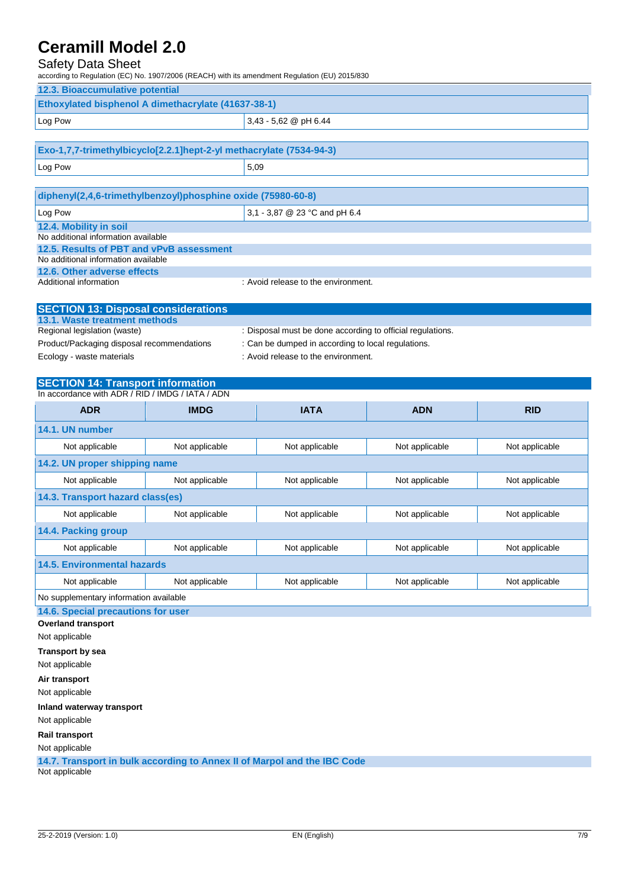### 12.3. Bioaccumulative potential

| Ethoxylated bisphenol A dimethacrylate (41637-38-1) | |
|---|---|
| Log Pow | 3,43 - 5,62 @ pH 6.44 |

| Exo-1,7,7-trimethylbicyclo[2.2.1]hept-2-yl methacrylate (7534-94-3) | |
|---|---|
| Log Pow | 5,09 |

| diphenyl(2,4,6-trimethylbenzoyl)phosphine oxide (75980-60-8) | |
|---|---|
| Log Pow | 3,1 - 3,87 @ 23 °C and pH 6.4 |

### 12.4. Mobility in soil

No additional information available

### 12.5. Results of PBT and vPvB assessment

No additional information available

### 12.6. Other adverse effects

Additional information : Avoid release to the environment.

## SECTION 13: Disposal considerations

### 13.1. Waste treatment methods

Regional legislation (waste) : Disposal must be done according to official regulations.

Product/Packaging disposal recommendations : Can be dumped in according to local regulations.

Ecology - waste materials : Avoid release to the environment.

## SECTION 14: Transport information

In accordance with ADR / RID / IMDG / IATA / ADN

| ADR | IMDG | IATA | ADN | RID |
|---|---|---|---|---|
| **14.1. UN number** | | | | |
| Not applicable | Not applicable | Not applicable | Not applicable | Not applicable |
| **14.2. UN proper shipping name** | | | | |
| Not applicable | Not applicable | Not applicable | Not applicable | Not applicable |
| **14.3. Transport hazard class(es)** | | | | |
| Not applicable | Not applicable | Not applicable | Not applicable | Not applicable |
| **14.4. Packing group** | | | | |
| Not applicable | Not applicable | Not applicable | Not applicable | Not applicable |
| **14.5. Environmental hazards** | | | | |
| Not applicable | Not applicable | Not applicable | Not applicable | Not applicable |
| No supplementary information available | | | | |

### 14.6. Special precautions for user

**Overland transport**

Not applicable

**Transport by sea**

Not applicable

**Air transport**

Not applicable

**Inland waterway transport**

Not applicable

**Rail transport**

Not applicable

### 14.7. Transport in bulk according to Annex II of Marpol and the IBC Code

Not applicable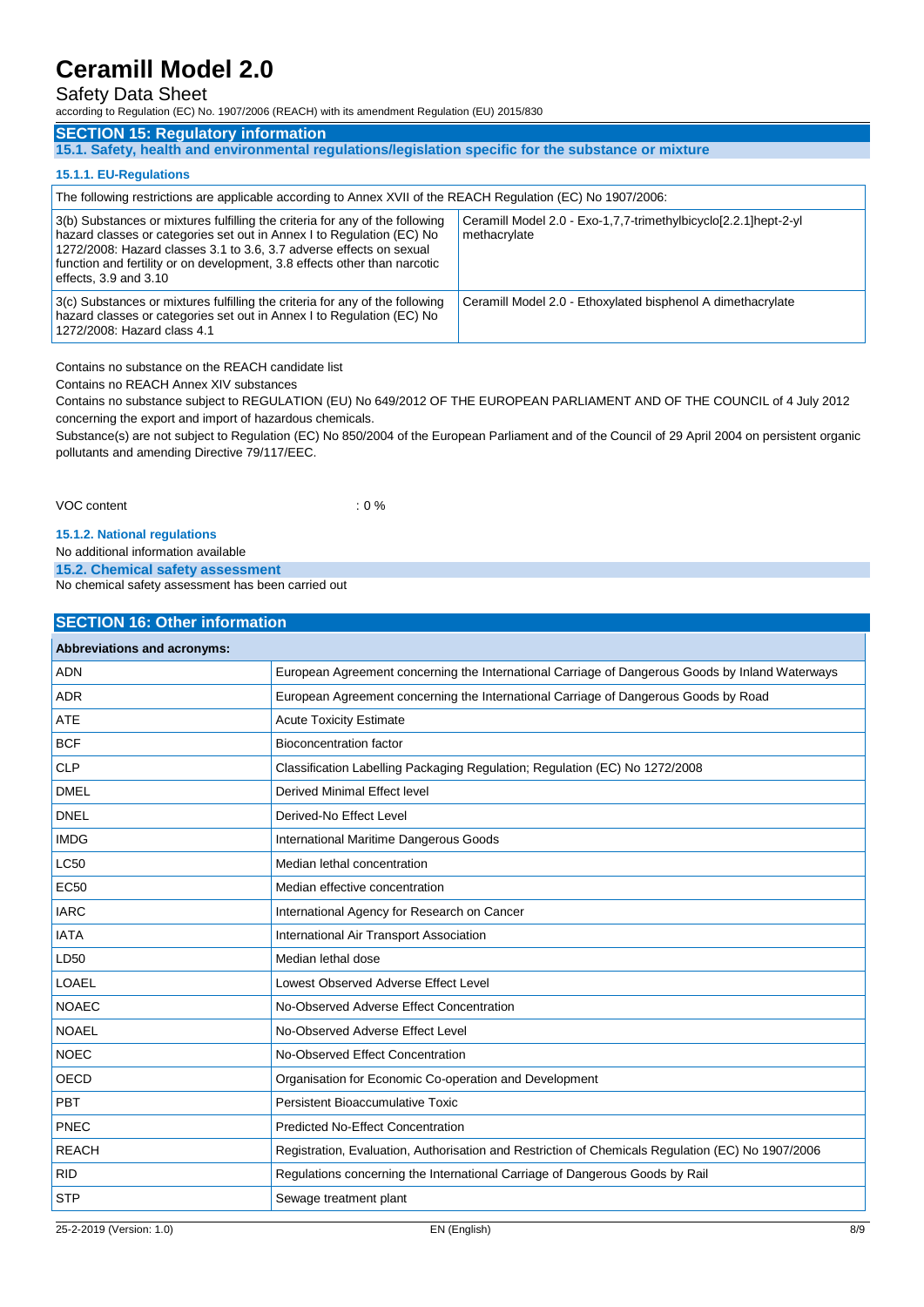## SECTION 15: Regulatory information

### 15.1. Safety, health and environmental regulations/legislation specific for the substance or mixture

#### 15.1.1. EU-Regulations

| The following restrictions are applicable according to Annex XVII of the REACH Regulation (EC) No 1907/2006: | |
|---|---|
| 3(b) Substances or mixtures fulfilling the criteria for any of the following hazard classes or categories set out in Annex I to Regulation (EC) No 1272/2008: Hazard classes 3.1 to 3.6, 3.7 adverse effects on sexual function and fertility or on development, 3.8 effects other than narcotic effects, 3.9 and 3.10 | Ceramill Model 2.0 - Exo-1,7,7-trimethylbicyclo[2.2.1]hept-2-yl methacrylate |
| 3(c) Substances or mixtures fulfilling the criteria for any of the following hazard classes or categories set out in Annex I to Regulation (EC) No 1272/2008: Hazard class 4.1 | Ceramill Model 2.0 - Ethoxylated bisphenol A dimethacrylate |

Contains no substance on the REACH candidate list

Contains no REACH Annex XIV substances

Contains no substance subject to REGULATION (EU) No 649/2012 OF THE EUROPEAN PARLIAMENT AND OF THE COUNCIL of 4 July 2012 concerning the export and import of hazardous chemicals.

Substance(s) are not subject to Regulation (EC) No 850/2004 of the European Parliament and of the Council of 29 April 2004 on persistent organic pollutants and amending Directive 79/117/EEC.

VOC content : 0 %

#### 15.1.2. National regulations

No additional information available

### 15.2. Chemical safety assessment

No chemical safety assessment has been carried out

## SECTION 16: Other information

| Abbreviations and acronyms: | |
|---|---|
| ADN | European Agreement concerning the International Carriage of Dangerous Goods by Inland Waterways |
| ADR | European Agreement concerning the International Carriage of Dangerous Goods by Road |
| ATE | Acute Toxicity Estimate |
| BCF | Bioconcentration factor |
| CLP | Classification Labelling Packaging Regulation; Regulation (EC) No 1272/2008 |
| DMEL | Derived Minimal Effect level |
| DNEL | Derived-No Effect Level |
| IMDG | International Maritime Dangerous Goods |
| LC50 | Median lethal concentration |
| EC50 | Median effective concentration |
| IARC | International Agency for Research on Cancer |
| IATA | International Air Transport Association |
| LD50 | Median lethal dose |
| LOAEL | Lowest Observed Adverse Effect Level |
| NOAEC | No-Observed Adverse Effect Concentration |
| NOAEL | No-Observed Adverse Effect Level |
| NOEC | No-Observed Effect Concentration |
| OECD | Organisation for Economic Co-operation and Development |
| PBT | Persistent Bioaccumulative Toxic |
| PNEC | Predicted No-Effect Concentration |
| REACH | Registration, Evaluation, Authorisation and Restriction of Chemicals Regulation (EC) No 1907/2006 |
| RID | Regulations concerning the International Carriage of Dangerous Goods by Rail |
| STP | Sewage treatment plant |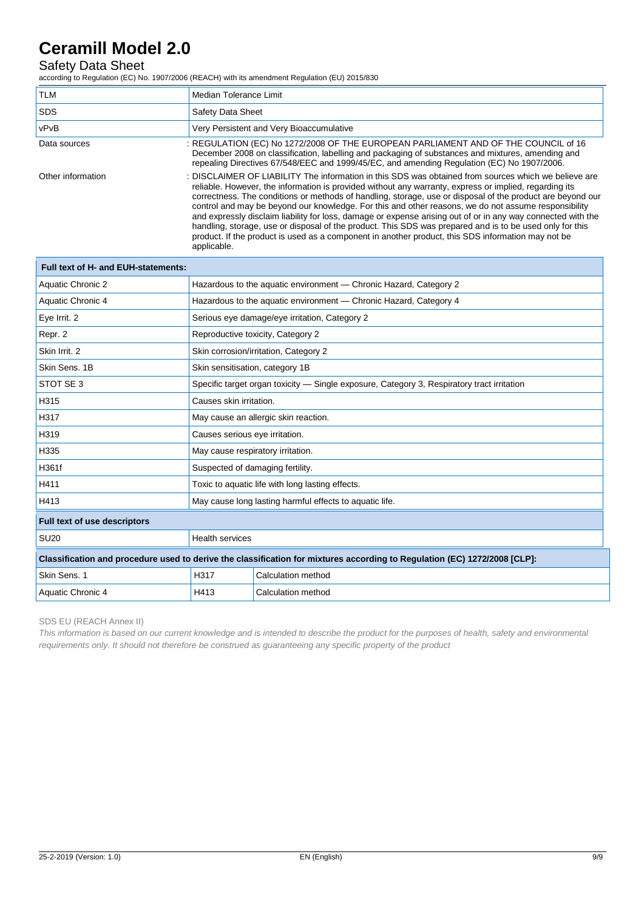# Ceramill Model 2.0

Safety Data Sheet

according to Regulation (EC) No. 1907/2006 (REACH) with its amendment Regulation (EU) 2015/830

| | |
|---|---|
| TLM | Median Tolerance Limit |
| SDS | Safety Data Sheet |
| vPvB | Very Persistent and Very Bioaccumulative |

Data sources : REGULATION (EC) No 1272/2008 OF THE EUROPEAN PARLIAMENT AND OF THE COUNCIL of 16 December 2008 on classification, labelling and packaging of substances and mixtures, amending and repealing Directives 67/548/EEC and 1999/45/EC, and amending Regulation (EC) No 1907/2006.

Other information : DISCLAIMER OF LIABILITY The information in this SDS was obtained from sources which we believe are reliable. However, the information is provided without any warranty, express or implied, regarding its correctness. The conditions or methods of handling, storage, use or disposal of the product are beyond our control and may be beyond our knowledge. For this and other reasons, we do not assume responsibility and expressly disclaim liability for loss, damage or expense arising out of or in any way connected with the handling, storage, use or disposal of the product. This SDS was prepared and is to be used only for this product. If the product is used as a component in another product, this SDS information may not be applicable.

| Full text of H- and EUH-statements: | |
|---|---|
| Aquatic Chronic 2 | Hazardous to the aquatic environment — Chronic Hazard, Category 2 |
| Aquatic Chronic 4 | Hazardous to the aquatic environment — Chronic Hazard, Category 4 |
| Eye Irrit. 2 | Serious eye damage/eye irritation, Category 2 |
| Repr. 2 | Reproductive toxicity, Category 2 |
| Skin Irrit. 2 | Skin corrosion/irritation, Category 2 |
| Skin Sens. 1B | Skin sensitisation, category 1B |
| STOT SE 3 | Specific target organ toxicity — Single exposure, Category 3, Respiratory tract irritation |
| H315 | Causes skin irritation. |
| H317 | May cause an allergic skin reaction. |
| H319 | Causes serious eye irritation. |
| H335 | May cause respiratory irritation. |
| H361f | Suspected of damaging fertility. |
| H411 | Toxic to aquatic life with long lasting effects. |
| H413 | May cause long lasting harmful effects to aquatic life. |

| Full text of use descriptors | |
|---|---|
| SU20 | Health services |

| Classification and procedure used to derive the classification for mixtures according to Regulation (EC) 1272/2008 [CLP]: | | |
|---|---|---|
| Skin Sens. 1 | H317 | Calculation method |
| Aquatic Chronic 4 | H413 | Calculation method |

SDS EU (REACH Annex II)

*This information is based on our current knowledge and is intended to describe the product for the purposes of health, safety and environmental requirements only. It should not therefore be construed as guaranteeing any specific property of the product*